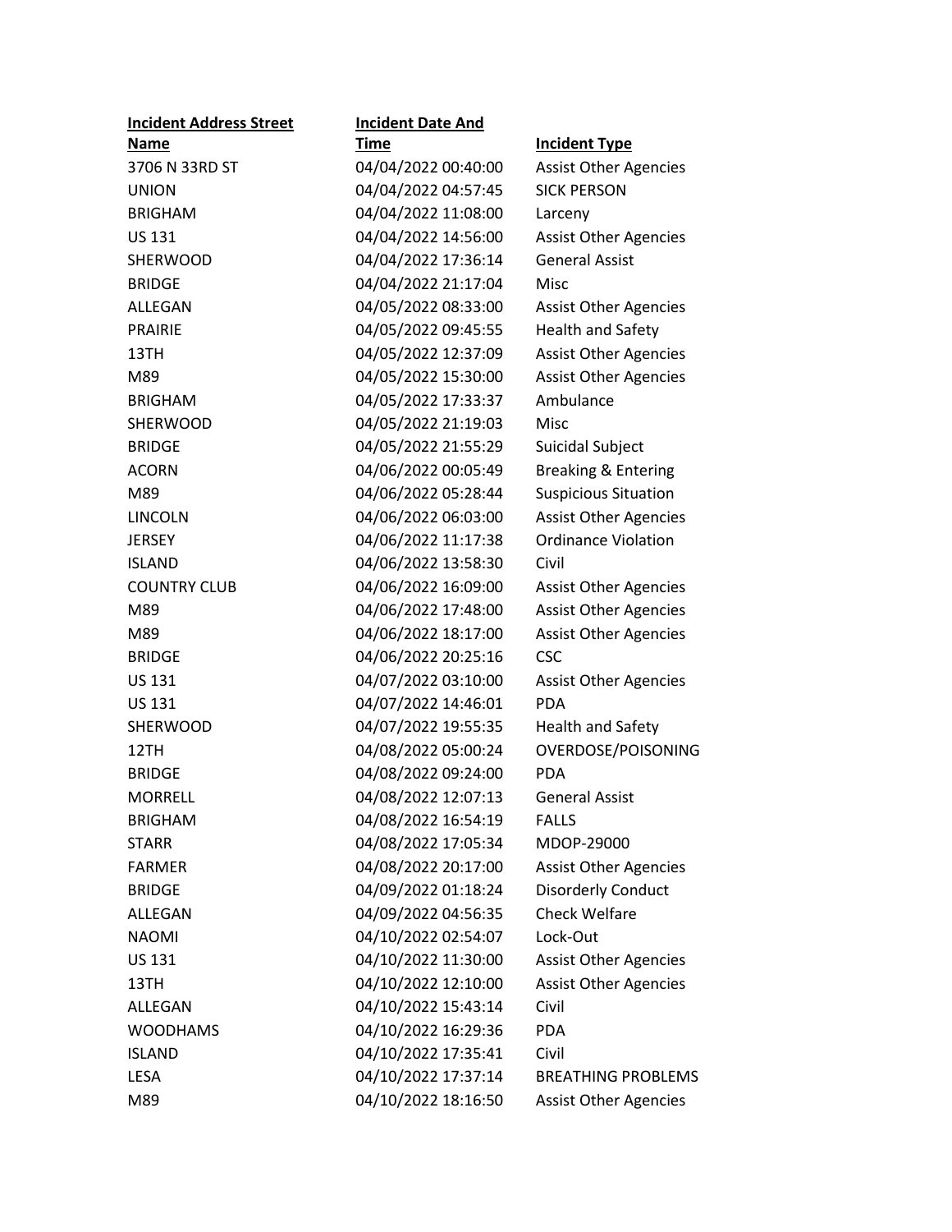| Incident Address Street Name | Incident Date And Time | Incident Type |
|---|---|---|
| 3706 N 33RD ST | 04/04/2022 00:40:00 | Assist Other Agencies |
| UNION | 04/04/2022 04:57:45 | SICK PERSON |
| BRIGHAM | 04/04/2022 11:08:00 | Larceny |
| US 131 | 04/04/2022 14:56:00 | Assist Other Agencies |
| SHERWOOD | 04/04/2022 17:36:14 | General Assist |
| BRIDGE | 04/04/2022 21:17:04 | Misc |
| ALLEGAN | 04/05/2022 08:33:00 | Assist Other Agencies |
| PRAIRIE | 04/05/2022 09:45:55 | Health and Safety |
| 13TH | 04/05/2022 12:37:09 | Assist Other Agencies |
| M89 | 04/05/2022 15:30:00 | Assist Other Agencies |
| BRIGHAM | 04/05/2022 17:33:37 | Ambulance |
| SHERWOOD | 04/05/2022 21:19:03 | Misc |
| BRIDGE | 04/05/2022 21:55:29 | Suicidal Subject |
| ACORN | 04/06/2022 00:05:49 | Breaking & Entering |
| M89 | 04/06/2022 05:28:44 | Suspicious Situation |
| LINCOLN | 04/06/2022 06:03:00 | Assist Other Agencies |
| JERSEY | 04/06/2022 11:17:38 | Ordinance Violation |
| ISLAND | 04/06/2022 13:58:30 | Civil |
| COUNTRY CLUB | 04/06/2022 16:09:00 | Assist Other Agencies |
| M89 | 04/06/2022 17:48:00 | Assist Other Agencies |
| M89 | 04/06/2022 18:17:00 | Assist Other Agencies |
| BRIDGE | 04/06/2022 20:25:16 | CSC |
| US 131 | 04/07/2022 03:10:00 | Assist Other Agencies |
| US 131 | 04/07/2022 14:46:01 | PDA |
| SHERWOOD | 04/07/2022 19:55:35 | Health and Safety |
| 12TH | 04/08/2022 05:00:24 | OVERDOSE/POISONING |
| BRIDGE | 04/08/2022 09:24:00 | PDA |
| MORRELL | 04/08/2022 12:07:13 | General Assist |
| BRIGHAM | 04/08/2022 16:54:19 | FALLS |
| STARR | 04/08/2022 17:05:34 | MDOP-29000 |
| FARMER | 04/08/2022 20:17:00 | Assist Other Agencies |
| BRIDGE | 04/09/2022 01:18:24 | Disorderly Conduct |
| ALLEGAN | 04/09/2022 04:56:35 | Check Welfare |
| NAOMI | 04/10/2022 02:54:07 | Lock-Out |
| US 131 | 04/10/2022 11:30:00 | Assist Other Agencies |
| 13TH | 04/10/2022 12:10:00 | Assist Other Agencies |
| ALLEGAN | 04/10/2022 15:43:14 | Civil |
| WOODHAMS | 04/10/2022 16:29:36 | PDA |
| ISLAND | 04/10/2022 17:35:41 | Civil |
| LESA | 04/10/2022 17:37:14 | BREATHING PROBLEMS |
| M89 | 04/10/2022 18:16:50 | Assist Other Agencies |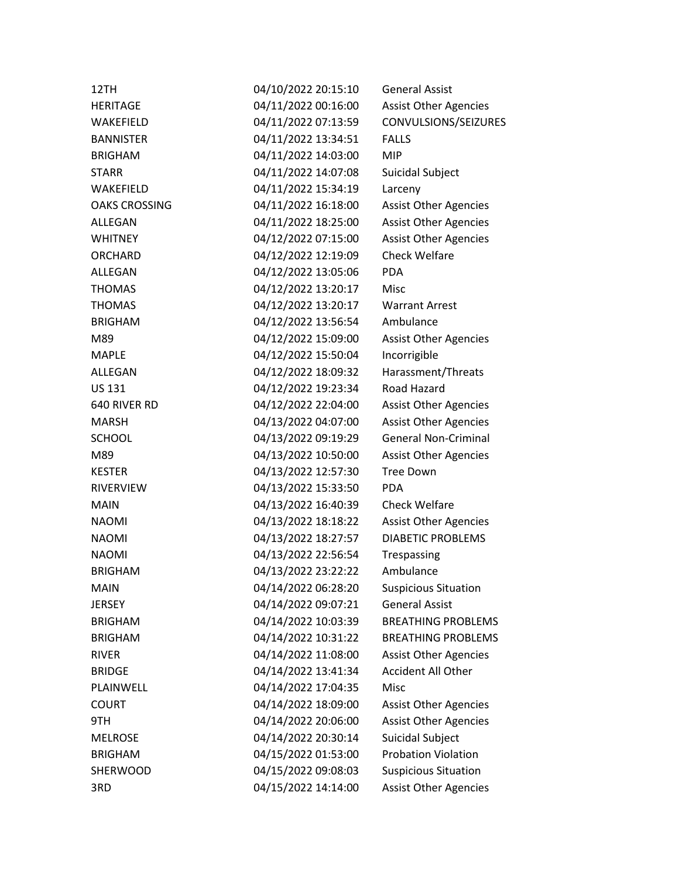| | | |
|---|---|---|
| 12TH | 04/10/2022 20:15:10 | General Assist |
| HERITAGE | 04/11/2022 00:16:00 | Assist Other Agencies |
| WAKEFIELD | 04/11/2022 07:13:59 | CONVULSIONS/SEIZURES |
| BANNISTER | 04/11/2022 13:34:51 | FALLS |
| BRIGHAM | 04/11/2022 14:03:00 | MIP |
| STARR | 04/11/2022 14:07:08 | Suicidal Subject |
| WAKEFIELD | 04/11/2022 15:34:19 | Larceny |
| OAKS CROSSING | 04/11/2022 16:18:00 | Assist Other Agencies |
| ALLEGAN | 04/11/2022 18:25:00 | Assist Other Agencies |
| WHITNEY | 04/12/2022 07:15:00 | Assist Other Agencies |
| ORCHARD | 04/12/2022 12:19:09 | Check Welfare |
| ALLEGAN | 04/12/2022 13:05:06 | PDA |
| THOMAS | 04/12/2022 13:20:17 | Misc |
| THOMAS | 04/12/2022 13:20:17 | Warrant Arrest |
| BRIGHAM | 04/12/2022 13:56:54 | Ambulance |
| M89 | 04/12/2022 15:09:00 | Assist Other Agencies |
| MAPLE | 04/12/2022 15:50:04 | Incorrigible |
| ALLEGAN | 04/12/2022 18:09:32 | Harassment/Threats |
| US 131 | 04/12/2022 19:23:34 | Road Hazard |
| 640 RIVER RD | 04/12/2022 22:04:00 | Assist Other Agencies |
| MARSH | 04/13/2022 04:07:00 | Assist Other Agencies |
| SCHOOL | 04/13/2022 09:19:29 | General Non-Criminal |
| M89 | 04/13/2022 10:50:00 | Assist Other Agencies |
| KESTER | 04/13/2022 12:57:30 | Tree Down |
| RIVERVIEW | 04/13/2022 15:33:50 | PDA |
| MAIN | 04/13/2022 16:40:39 | Check Welfare |
| NAOMI | 04/13/2022 18:18:22 | Assist Other Agencies |
| NAOMI | 04/13/2022 18:27:57 | DIABETIC PROBLEMS |
| NAOMI | 04/13/2022 22:56:54 | Trespassing |
| BRIGHAM | 04/13/2022 23:22:22 | Ambulance |
| MAIN | 04/14/2022 06:28:20 | Suspicious Situation |
| JERSEY | 04/14/2022 09:07:21 | General Assist |
| BRIGHAM | 04/14/2022 10:03:39 | BREATHING PROBLEMS |
| BRIGHAM | 04/14/2022 10:31:22 | BREATHING PROBLEMS |
| RIVER | 04/14/2022 11:08:00 | Assist Other Agencies |
| BRIDGE | 04/14/2022 13:41:34 | Accident All Other |
| PLAINWELL | 04/14/2022 17:04:35 | Misc |
| COURT | 04/14/2022 18:09:00 | Assist Other Agencies |
| 9TH | 04/14/2022 20:06:00 | Assist Other Agencies |
| MELROSE | 04/14/2022 20:30:14 | Suicidal Subject |
| BRIGHAM | 04/15/2022 01:53:00 | Probation Violation |
| SHERWOOD | 04/15/2022 09:08:03 | Suspicious Situation |
| 3RD | 04/15/2022 14:14:00 | Assist Other Agencies |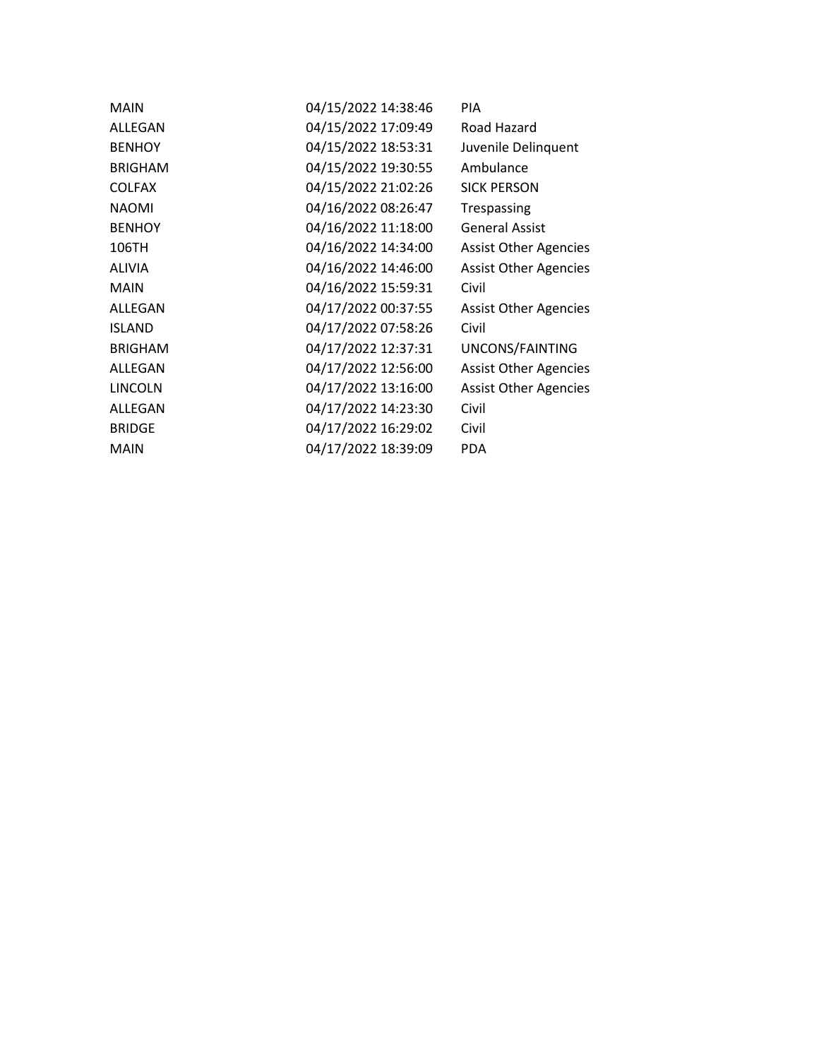| | | |
|---|---|---|
| MAIN | 04/15/2022 14:38:46 | PIA |
| ALLEGAN | 04/15/2022 17:09:49 | Road Hazard |
| BENHOY | 04/15/2022 18:53:31 | Juvenile Delinquent |
| BRIGHAM | 04/15/2022 19:30:55 | Ambulance |
| COLFAX | 04/15/2022 21:02:26 | SICK PERSON |
| NAOMI | 04/16/2022 08:26:47 | Trespassing |
| BENHOY | 04/16/2022 11:18:00 | General Assist |
| 106TH | 04/16/2022 14:34:00 | Assist Other Agencies |
| ALIVIA | 04/16/2022 14:46:00 | Assist Other Agencies |
| MAIN | 04/16/2022 15:59:31 | Civil |
| ALLEGAN | 04/17/2022 00:37:55 | Assist Other Agencies |
| ISLAND | 04/17/2022 07:58:26 | Civil |
| BRIGHAM | 04/17/2022 12:37:31 | UNCONS/FAINTING |
| ALLEGAN | 04/17/2022 12:56:00 | Assist Other Agencies |
| LINCOLN | 04/17/2022 13:16:00 | Assist Other Agencies |
| ALLEGAN | 04/17/2022 14:23:30 | Civil |
| BRIDGE | 04/17/2022 16:29:02 | Civil |
| MAIN | 04/17/2022 18:39:09 | PDA |